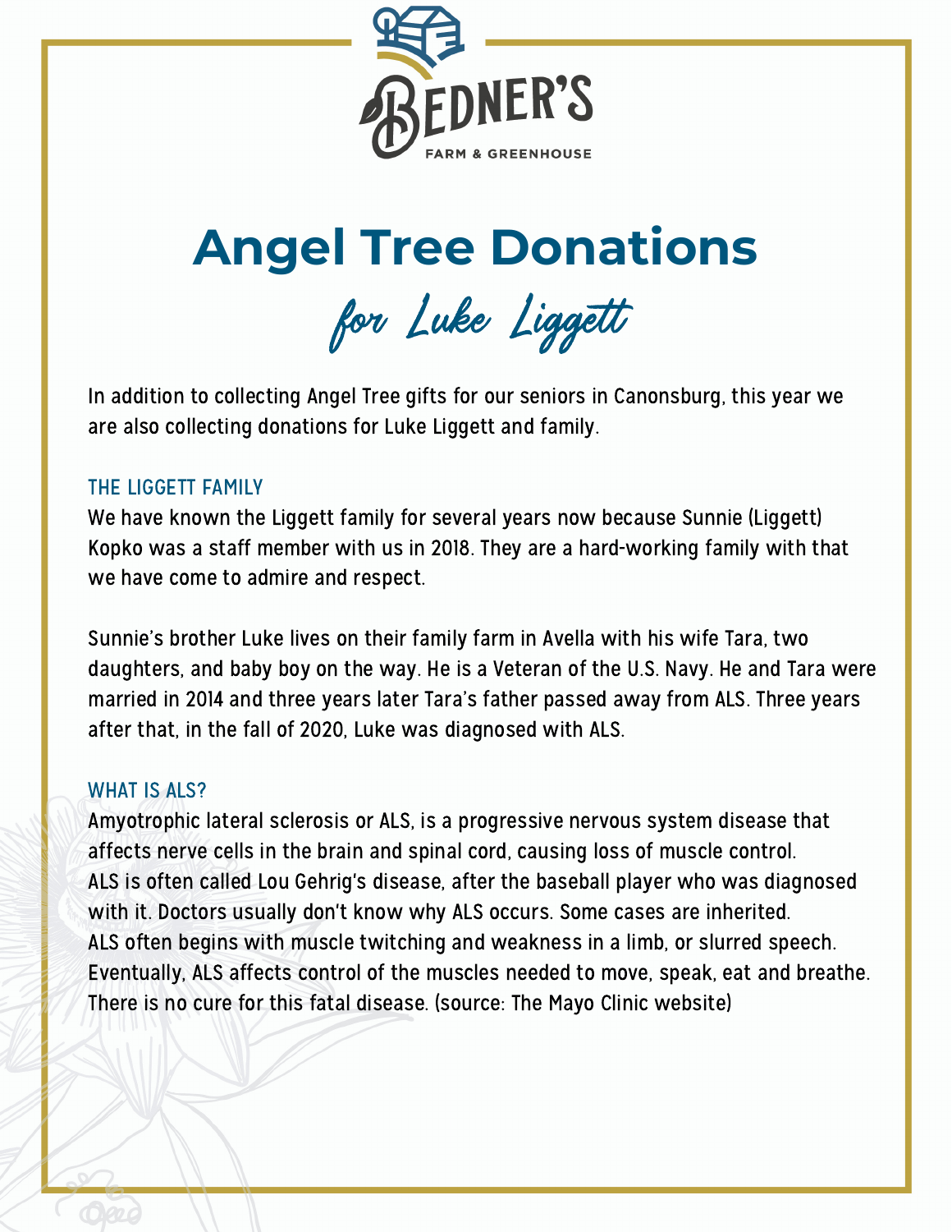BEDNER'S

FARM & GREENHOUSE

# Angel Tree Donations

## *for Luke Liggett*

In addition to collecting Angel Tree gifts for our seniors in Canonsburg, this year we are also collecting donations for Luke Liggett and family.

### THE LIGGETT FAMILY

We have known the Liggett family for several years now because Sunnie (Liggett) Kopko was a staff member with us in 2018. They are a hard-working family with that we have come to admire and respect.

Sunnie's brother Luke lives on their family farm in Avella with his wife Tara, two daughters, and baby boy on the way. He is a Veteran of the U.S. Navy. He and Tara were married in 2014 and three years later Tara's father passed away from ALS. Three years after that, in the fall of 2020, Luke was diagnosed with ALS.

### WHAT IS ALS?

Amyotrophic lateral sclerosis or ALS, is a progressive nervous system disease that affects nerve cells in the brain and spinal cord, causing loss of muscle control. ALS is often called Lou Gehrig's disease, after the baseball player who was diagnosed with it. Doctors usually don't know why ALS occurs. Some cases are inherited. ALS often begins with muscle twitching and weakness in a limb, or slurred speech. Eventually, ALS affects control of the muscles needed to move, speak, eat and breathe. There is no cure for this fatal disease. (source: The Mayo Clinic website)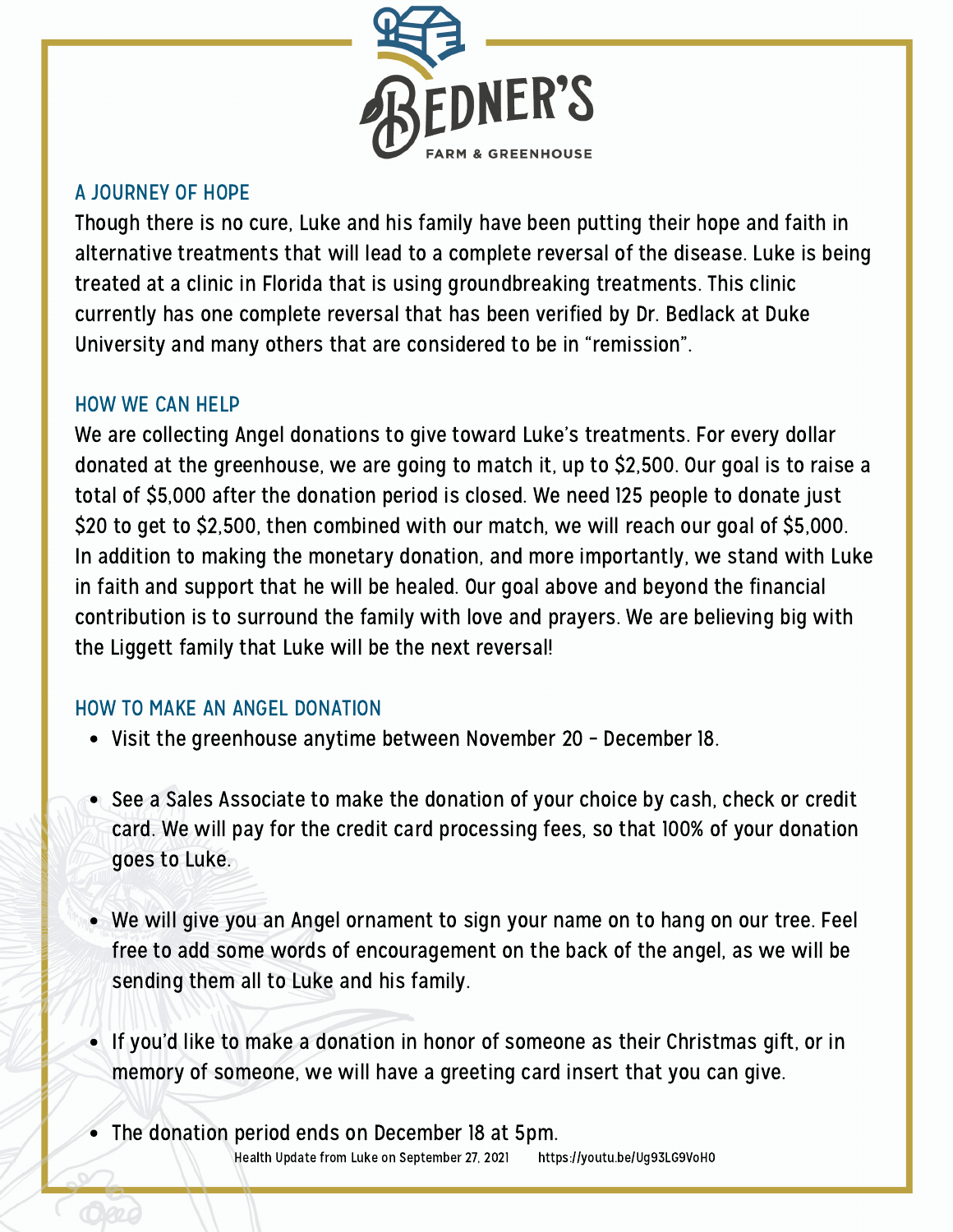## A JOURNEY OF HOPE

Though there is no cure, Luke and his family have been putting their hope and faith in alternative treatments that will lead to a complete reversal of the disease. Luke is being treated at a clinic in Florida that is using groundbreaking treatments. This clinic currently has one complete reversal that has been verified by Dr. Bedlack at Duke University and many others that are considered to be in "remission".

## HOW WE CAN HELP

We are collecting Angel donations to give toward Luke's treatments. For every dollar donated at the greenhouse, we are going to match it, up to $2,500. Our goal is to raise a total of $5,000 after the donation period is closed. We need 125 people to donate just $20 to get to $2,500, then combined with our match, we will reach our goal of $5,000. In addition to making the monetary donation, and more importantly, we stand with Luke in faith and support that he will be healed. Our goal above and beyond the financial contribution is to surround the family with love and prayers. We are believing big with the Liggett family that Luke will be the next reversal!

## HOW TO MAKE AN ANGEL DONATION

- Visit the greenhouse anytime between November 20 – December 18.
- See a Sales Associate to make the donation of your choice by cash, check or credit card. We will pay for the credit card processing fees, so that 100% of your donation goes to Luke.
- We will give you an Angel ornament to sign your name on to hang on our tree. Feel free to add some words of encouragement on the back of the angel, as we will be sending them all to Luke and his family.
- If you'd like to make a donation in honor of someone as their Christmas gift, or in memory of someone, we will have a greeting card insert that you can give.
- The donation period ends on December 18 at 5pm.

Health Update from Luke on September 27, 2021 https://youtu.be/Ug93LG9VoH0